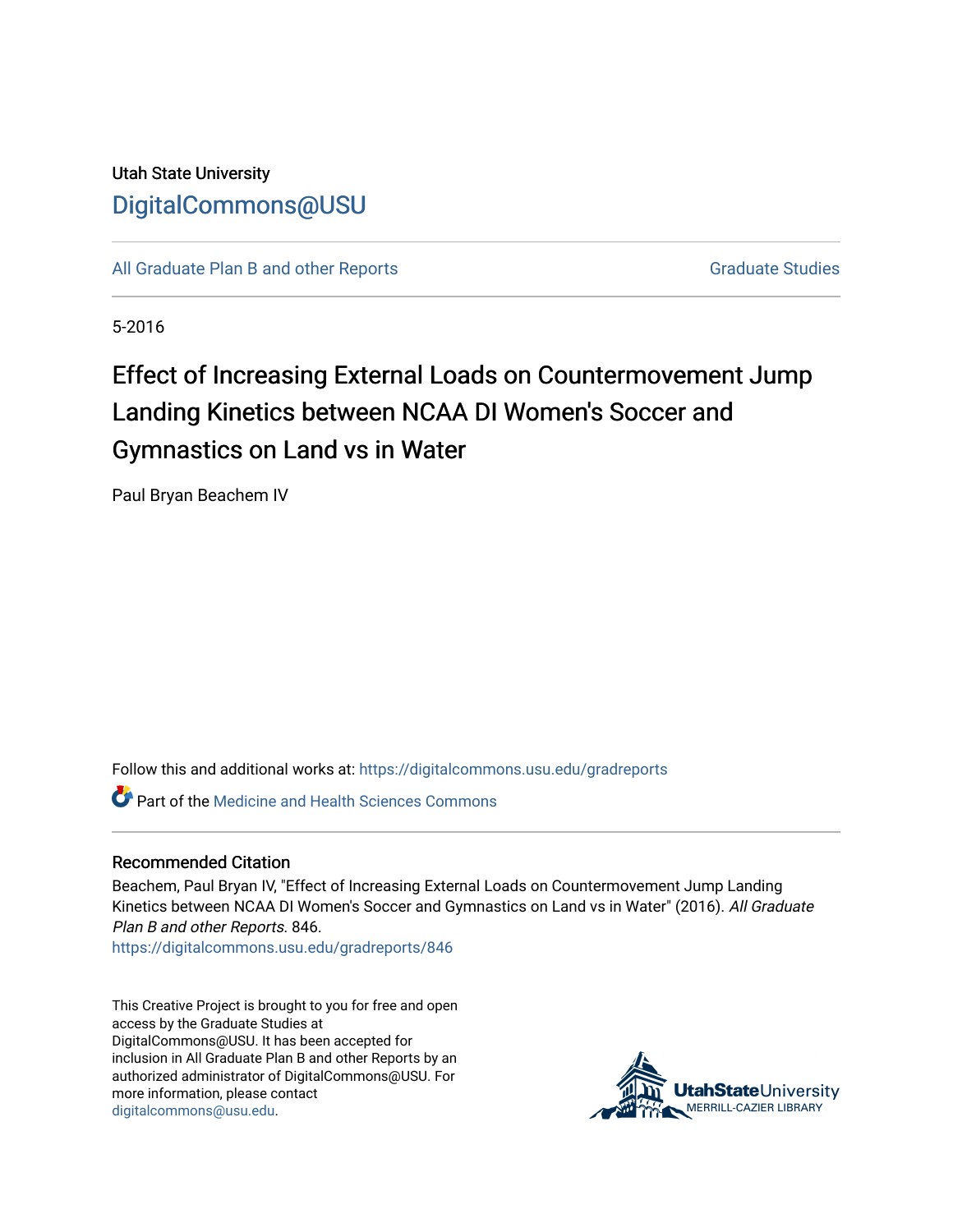Utah State University

DigitalCommons@USU

All Graduate Plan B and other Reports | Graduate Studies

5-2016

# Effect of Increasing External Loads on Countermovement Jump Landing Kinetics between NCAA DI Women's Soccer and Gymnastics on Land vs in Water

Paul Bryan Beachem IV

Follow this and additional works at: https://digitalcommons.usu.edu/gradreports

Part of the Medicine and Health Sciences Commons

## Recommended Citation

Beachem, Paul Bryan IV, "Effect of Increasing External Loads on Countermovement Jump Landing Kinetics between NCAA DI Women's Soccer and Gymnastics on Land vs in Water" (2016). *All Graduate Plan B and other Reports*. 846.
https://digitalcommons.usu.edu/gradreports/846

This Creative Project is brought to you for free and open access by the Graduate Studies at DigitalCommons@USU. It has been accepted for inclusion in All Graduate Plan B and other Reports by an authorized administrator of DigitalCommons@USU. For more information, please contact digitalcommons@usu.edu.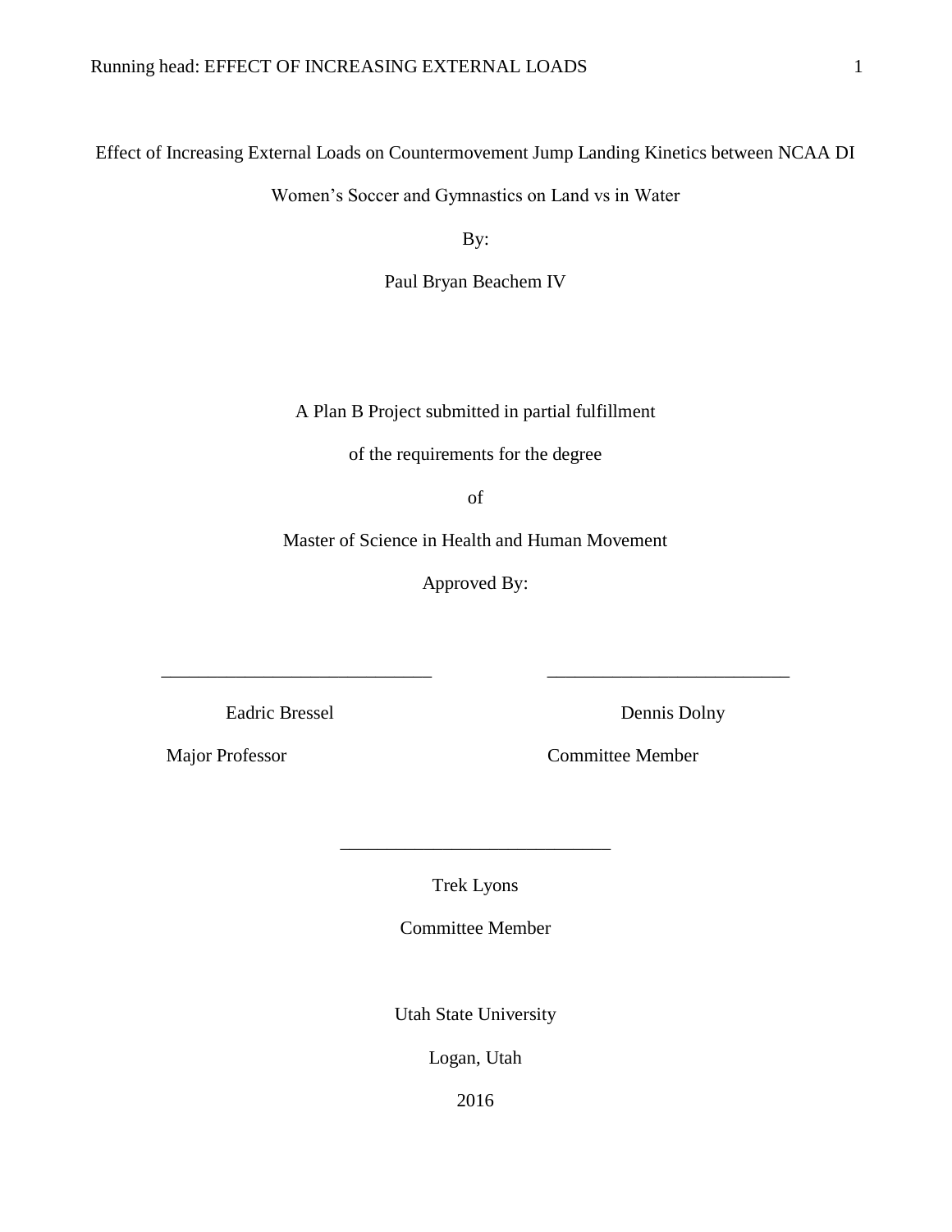# Effect of Increasing External Loads on Countermovement Jump Landing Kinetics between NCAA DI Women's Soccer and Gymnastics on Land vs in Water

By:

Paul Bryan Beachem IV

A Plan B Project submitted in partial fulfillment

of the requirements for the degree

of

Master of Science in Health and Human Movement

Approved By:

| _____________________________ | _____________________________ |
| --- | --- |
| Eadric Bressel | Dennis Dolny |
| Major Professor | Committee Member |

_____________________________

Trek Lyons

Committee Member

Utah State University

Logan, Utah

2016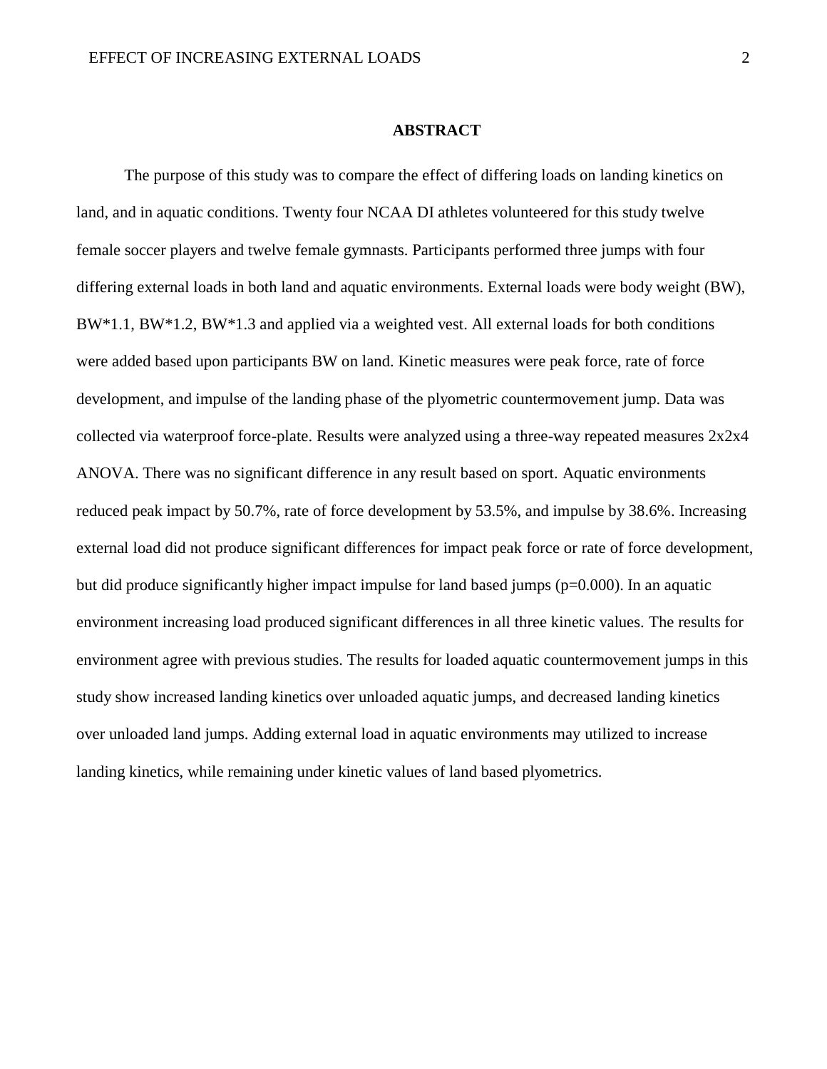## ABSTRACT

The purpose of this study was to compare the effect of differing loads on landing kinetics on land, and in aquatic conditions. Twenty four NCAA DI athletes volunteered for this study twelve female soccer players and twelve female gymnasts. Participants performed three jumps with four differing external loads in both land and aquatic environments. External loads were body weight (BW), BW*1.1, BW*1.2, BW*1.3 and applied via a weighted vest. All external loads for both conditions were added based upon participants BW on land. Kinetic measures were peak force, rate of force development, and impulse of the landing phase of the plyometric countermovement jump. Data was collected via waterproof force-plate. Results were analyzed using a three-way repeated measures 2x2x4 ANOVA. There was no significant difference in any result based on sport. Aquatic environments reduced peak impact by 50.7%, rate of force development by 53.5%, and impulse by 38.6%. Increasing external load did not produce significant differences for impact peak force or rate of force development, but did produce significantly higher impact impulse for land based jumps ($p=0.000$). In an aquatic environment increasing load produced significant differences in all three kinetic values. The results for environment agree with previous studies. The results for loaded aquatic countermovement jumps in this study show increased landing kinetics over unloaded aquatic jumps, and decreased landing kinetics over unloaded land jumps. Adding external load in aquatic environments may utilized to increase landing kinetics, while remaining under kinetic values of land based plyometrics.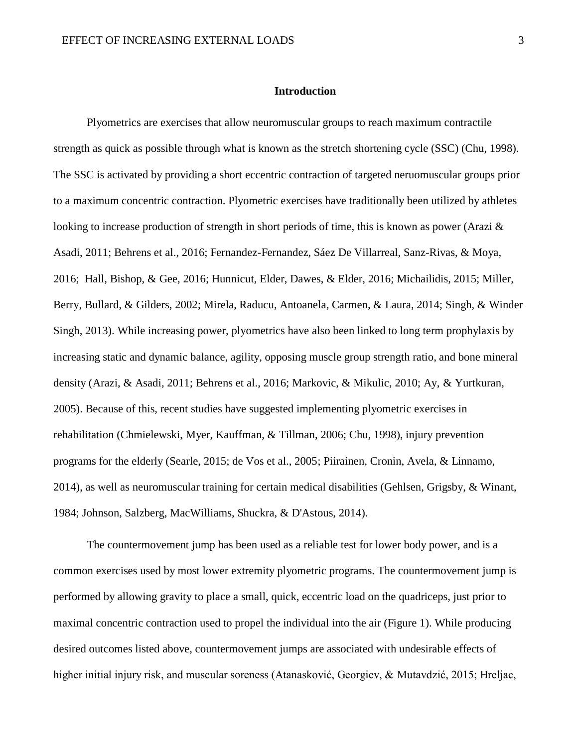## Introduction

Plyometrics are exercises that allow neuromuscular groups to reach maximum contractile strength as quick as possible through what is known as the stretch shortening cycle (SSC) (Chu, 1998). The SSC is activated by providing a short eccentric contraction of targeted neruomuscular groups prior to a maximum concentric contraction. Plyometric exercises have traditionally been utilized by athletes looking to increase production of strength in short periods of time, this is known as power (Arazi & Asadi, 2011; Behrens et al., 2016; Fernandez-Fernandez, Sáez De Villarreal, Sanz-Rivas, & Moya, 2016; Hall, Bishop, & Gee, 2016; Hunnicut, Elder, Dawes, & Elder, 2016; Michailidis, 2015; Miller, Berry, Bullard, & Gilders, 2002; Mirela, Raducu, Antoanela, Carmen, & Laura, 2014; Singh, & Winder Singh, 2013). While increasing power, plyometrics have also been linked to long term prophylaxis by increasing static and dynamic balance, agility, opposing muscle group strength ratio, and bone mineral density (Arazi, & Asadi, 2011; Behrens et al., 2016; Markovic, & Mikulic, 2010; Ay, & Yurtkuran, 2005). Because of this, recent studies have suggested implementing plyometric exercises in rehabilitation (Chmielewski, Myer, Kauffman, & Tillman, 2006; Chu, 1998), injury prevention programs for the elderly (Searle, 2015; de Vos et al., 2005; Piirainen, Cronin, Avela, & Linnamo, 2014), as well as neuromuscular training for certain medical disabilities (Gehlsen, Grigsby, & Winant, 1984; Johnson, Salzberg, MacWilliams, Shuckra, & D'Astous, 2014).

The countermovement jump has been used as a reliable test for lower body power, and is a common exercises used by most lower extremity plyometric programs. The countermovement jump is performed by allowing gravity to place a small, quick, eccentric load on the quadriceps, just prior to maximal concentric contraction used to propel the individual into the air (Figure 1). While producing desired outcomes listed above, countermovement jumps are associated with undesirable effects of higher initial injury risk, and muscular soreness (Atanasković, Georgiev, & Mutavdzić, 2015; Hreljac,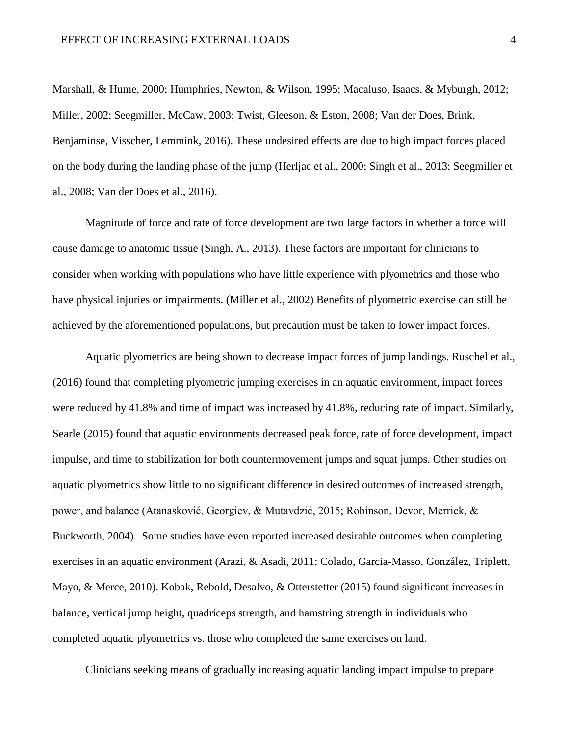Marshall, & Hume, 2000; Humphries, Newton, & Wilson, 1995; Macaluso, Isaacs, & Myburgh, 2012; Miller, 2002; Seegmiller, McCaw, 2003; Twist, Gleeson, & Eston, 2008; Van der Does, Brink, Benjaminse, Visscher, Lemmink, 2016). These undesired effects are due to high impact forces placed on the body during the landing phase of the jump (Herljac et al., 2000; Singh et al., 2013; Seegmiller et al., 2008; Van der Does et al., 2016).

Magnitude of force and rate of force development are two large factors in whether a force will cause damage to anatomic tissue (Singh, A., 2013). These factors are important for clinicians to consider when working with populations who have little experience with plyometrics and those who have physical injuries or impairments. (Miller et al., 2002) Benefits of plyometric exercise can still be achieved by the aforementioned populations, but precaution must be taken to lower impact forces.

Aquatic plyometrics are being shown to decrease impact forces of jump landings. Ruschel et al., (2016) found that completing plyometric jumping exercises in an aquatic environment, impact forces were reduced by 41.8% and time of impact was increased by 41.8%, reducing rate of impact. Similarly, Searle (2015) found that aquatic environments decreased peak force, rate of force development, impact impulse, and time to stabilization for both countermovement jumps and squat jumps. Other studies on aquatic plyometrics show little to no significant difference in desired outcomes of increased strength, power, and balance (Atanasković, Georgiev, & Mutavdzić, 2015; Robinson, Devor, Merrick, & Buckworth, 2004). Some studies have even reported increased desirable outcomes when completing exercises in an aquatic environment (Arazi, & Asadi, 2011; Colado, Garcia-Masso, González, Triplett, Mayo, & Merce, 2010). Kobak, Rebold, Desalvo, & Otterstetter (2015) found significant increases in balance, vertical jump height, quadriceps strength, and hamstring strength in individuals who completed aquatic plyometrics vs. those who completed the same exercises on land.

Clinicians seeking means of gradually increasing aquatic landing impact impulse to prepare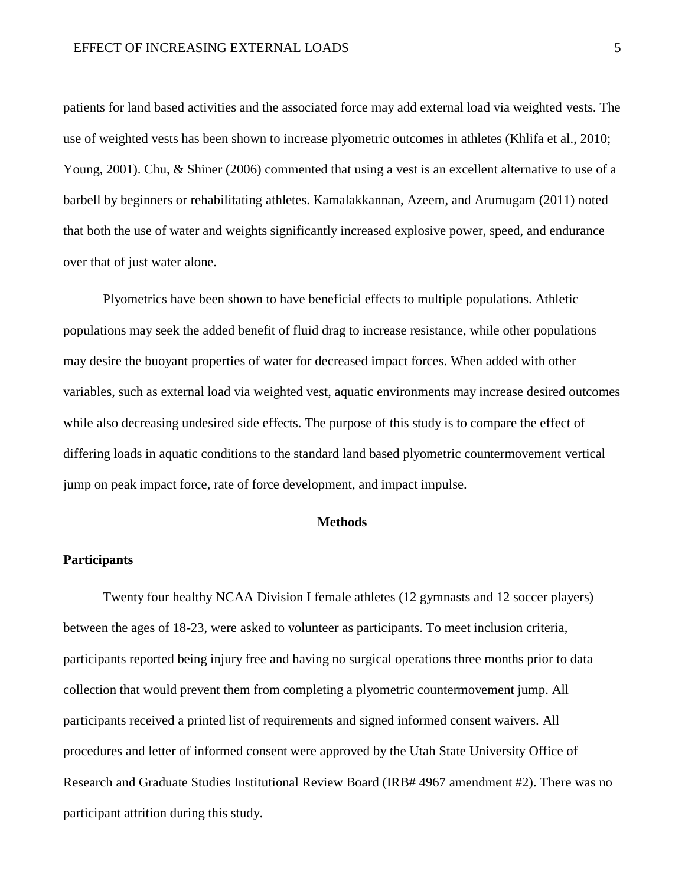patients for land based activities and the associated force may add external load via weighted vests. The use of weighted vests has been shown to increase plyometric outcomes in athletes (Khlifa et al., 2010; Young, 2001). Chu, & Shiner (2006) commented that using a vest is an excellent alternative to use of a barbell by beginners or rehabilitating athletes. Kamalakkannan, Azeem, and Arumugam (2011) noted that both the use of water and weights significantly increased explosive power, speed, and endurance over that of just water alone.

Plyometrics have been shown to have beneficial effects to multiple populations. Athletic populations may seek the added benefit of fluid drag to increase resistance, while other populations may desire the buoyant properties of water for decreased impact forces. When added with other variables, such as external load via weighted vest, aquatic environments may increase desired outcomes while also decreasing undesired side effects. The purpose of this study is to compare the effect of differing loads in aquatic conditions to the standard land based plyometric countermovement vertical jump on peak impact force, rate of force development, and impact impulse.

## Methods

### Participants

Twenty four healthy NCAA Division I female athletes (12 gymnasts and 12 soccer players) between the ages of 18-23, were asked to volunteer as participants. To meet inclusion criteria, participants reported being injury free and having no surgical operations three months prior to data collection that would prevent them from completing a plyometric countermovement jump. All participants received a printed list of requirements and signed informed consent waivers. All procedures and letter of informed consent were approved by the Utah State University Office of Research and Graduate Studies Institutional Review Board (IRB# 4967 amendment #2). There was no participant attrition during this study.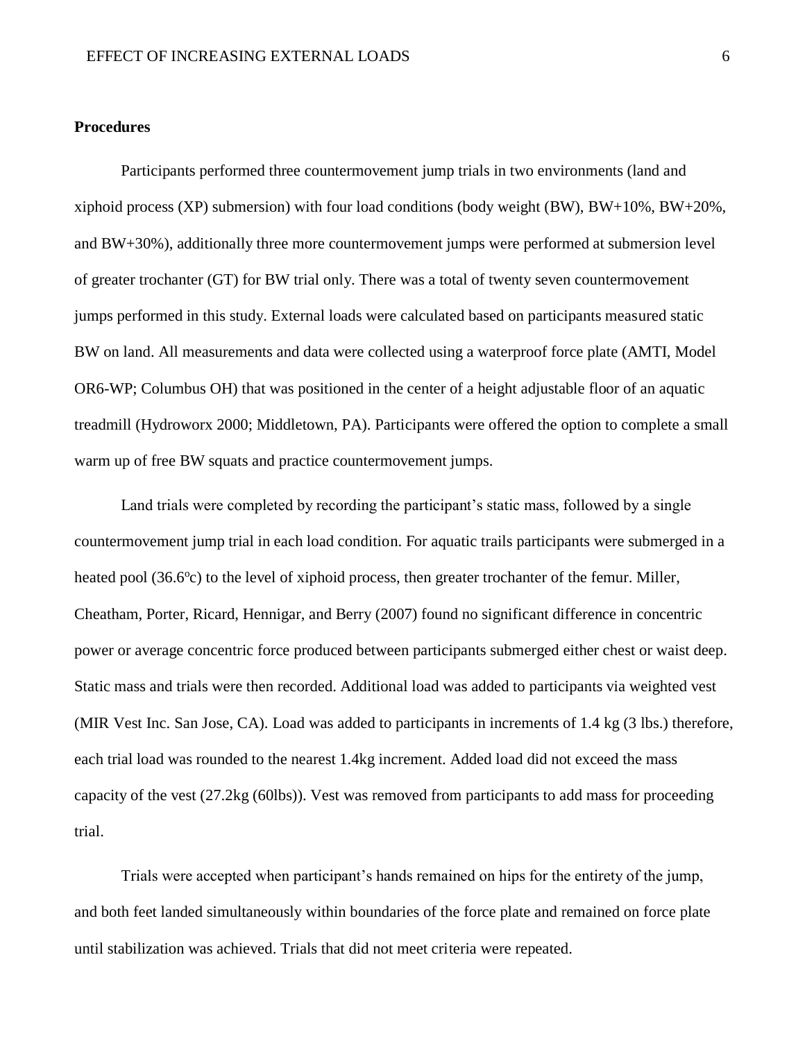**Procedures**

Participants performed three countermovement jump trials in two environments (land and xiphoid process (XP) submersion) with four load conditions (body weight (BW), BW+10%, BW+20%, and BW+30%), additionally three more countermovement jumps were performed at submersion level of greater trochanter (GT) for BW trial only. There was a total of twenty seven countermovement jumps performed in this study. External loads were calculated based on participants measured static BW on land. All measurements and data were collected using a waterproof force plate (AMTI, Model OR6-WP; Columbus OH) that was positioned in the center of a height adjustable floor of an aquatic treadmill (Hydroworx 2000; Middletown, PA). Participants were offered the option to complete a small warm up of free BW squats and practice countermovement jumps.

Land trials were completed by recording the participant's static mass, followed by a single countermovement jump trial in each load condition. For aquatic trails participants were submerged in a heated pool (36.6$^{o}$c) to the level of xiphoid process, then greater trochanter of the femur. Miller, Cheatham, Porter, Ricard, Hennigar, and Berry (2007) found no significant difference in concentric power or average concentric force produced between participants submerged either chest or waist deep. Static mass and trials were then recorded. Additional load was added to participants via weighted vest (MIR Vest Inc. San Jose, CA). Load was added to participants in increments of 1.4 kg (3 lbs.) therefore, each trial load was rounded to the nearest 1.4kg increment. Added load did not exceed the mass capacity of the vest (27.2kg (60lbs)). Vest was removed from participants to add mass for proceeding trial.

Trials were accepted when participant's hands remained on hips for the entirety of the jump, and both feet landed simultaneously within boundaries of the force plate and remained on force plate until stabilization was achieved. Trials that did not meet criteria were repeated.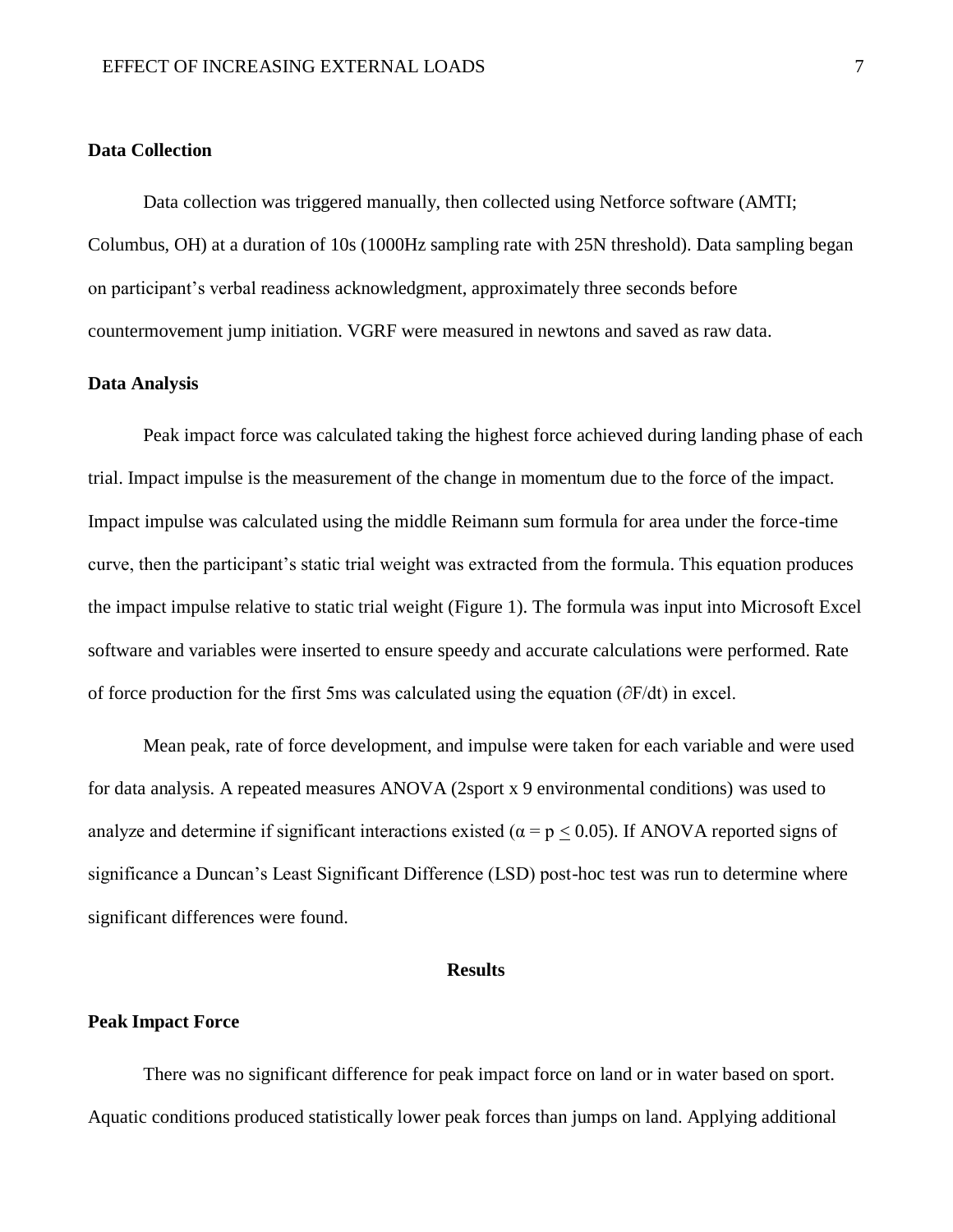## Data Collection

Data collection was triggered manually, then collected using Netforce software (AMTI; Columbus, OH) at a duration of 10s (1000Hz sampling rate with 25N threshold). Data sampling began on participant's verbal readiness acknowledgment, approximately three seconds before countermovement jump initiation. VGRF were measured in newtons and saved as raw data.

## Data Analysis

Peak impact force was calculated taking the highest force achieved during landing phase of each trial. Impact impulse is the measurement of the change in momentum due to the force of the impact. Impact impulse was calculated using the middle Reimann sum formula for area under the force-time curve, then the participant's static trial weight was extracted from the formula. This equation produces the impact impulse relative to static trial weight (Figure 1). The formula was input into Microsoft Excel software and variables were inserted to ensure speedy and accurate calculations were performed. Rate of force production for the first 5ms was calculated using the equation ($\partial F/dt$) in excel.

Mean peak, rate of force development, and impulse were taken for each variable and were used for data analysis. A repeated measures ANOVA (2sport x 9 environmental conditions) was used to analyze and determine if significant interactions existed ($\alpha = p \leq 0.05$). If ANOVA reported signs of significance a Duncan's Least Significant Difference (LSD) post-hoc test was run to determine where significant differences were found.

# Results

## Peak Impact Force

There was no significant difference for peak impact force on land or in water based on sport. Aquatic conditions produced statistically lower peak forces than jumps on land. Applying additional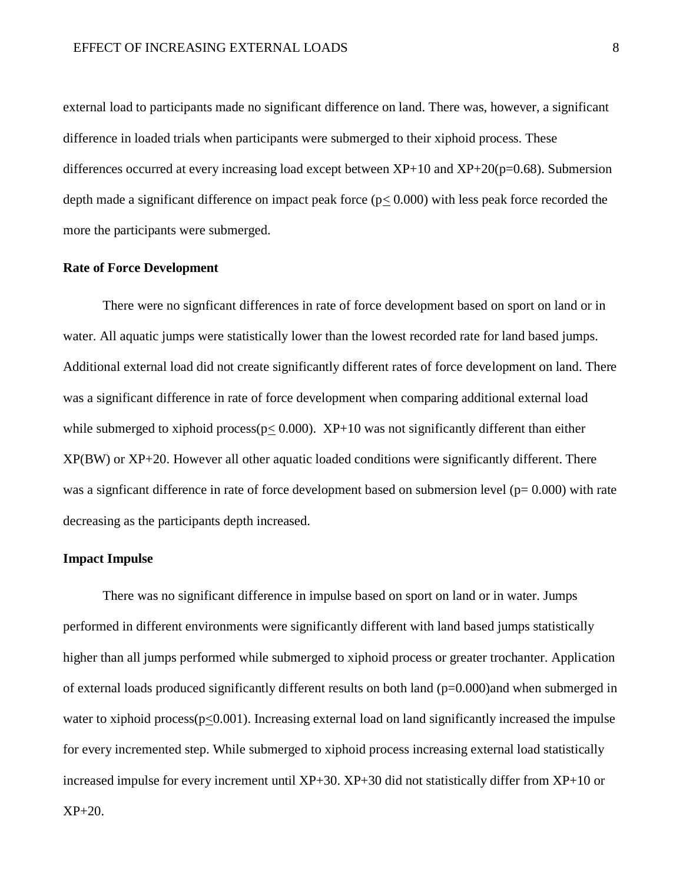external load to participants made no significant difference on land. There was, however, a significant difference in loaded trials when participants were submerged to their xiphoid process. These differences occurred at every increasing load except between XP+10 and XP+20($p=0.68$). Submersion depth made a significant difference on impact peak force ($p \leq 0.000$) with less peak force recorded the more the participants were submerged.

**Rate of Force Development**

There were no signficant differences in rate of force development based on sport on land or in water. All aquatic jumps were statistically lower than the lowest recorded rate for land based jumps. Additional external load did not create significantly different rates of force development on land. There was a significant difference in rate of force development when comparing additional external load while submerged to xiphoid process($p \leq 0.000$). XP+10 was not significantly different than either XP(BW) or XP+20. However all other aquatic loaded conditions were significantly different. There was a signficant difference in rate of force development based on submersion level ($p= 0.000$) with rate decreasing as the participants depth increased.

**Impact Impulse**

There was no significant difference in impulse based on sport on land or in water. Jumps performed in different environments were significantly different with land based jumps statistically higher than all jumps performed while submerged to xiphoid process or greater trochanter. Application of external loads produced significantly different results on both land ($p=0.000$)and when submerged in water to xiphoid process($p \leq 0.001$). Increasing external load on land significantly increased the impulse for every incremented step. While submerged to xiphoid process increasing external load statistically increased impulse for every increment until XP+30. XP+30 did not statistically differ from XP+10 or XP+20.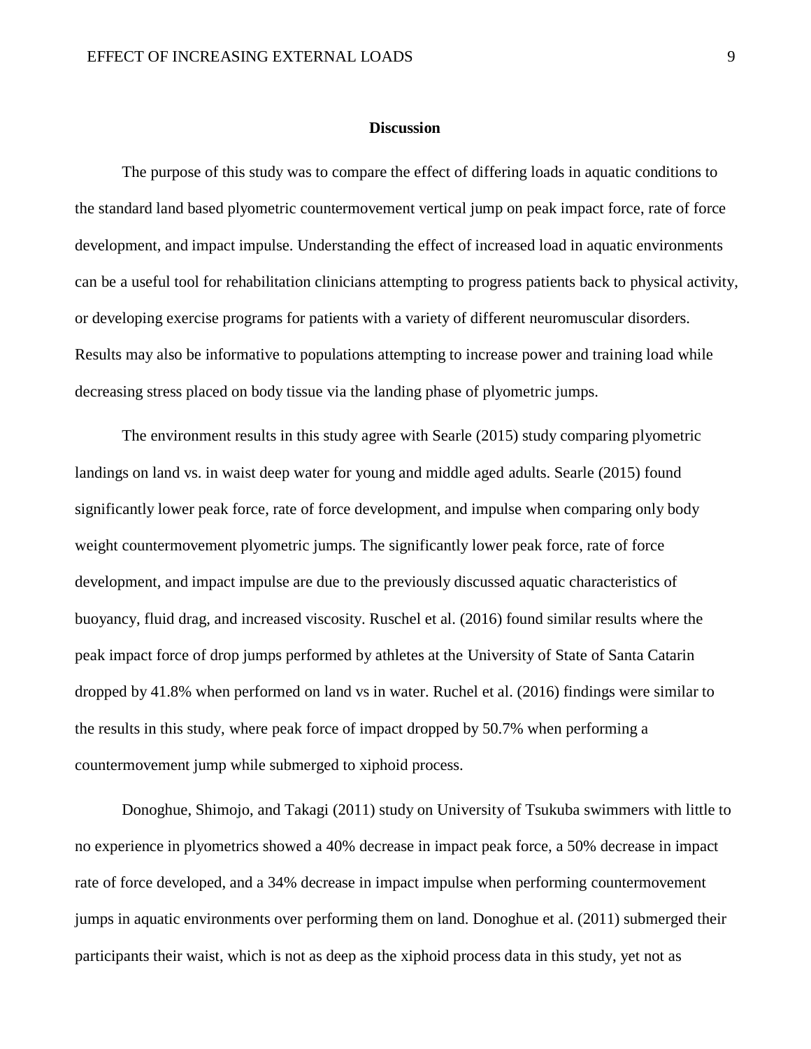## Discussion

The purpose of this study was to compare the effect of differing loads in aquatic conditions to the standard land based plyometric countermovement vertical jump on peak impact force, rate of force development, and impact impulse. Understanding the effect of increased load in aquatic environments can be a useful tool for rehabilitation clinicians attempting to progress patients back to physical activity, or developing exercise programs for patients with a variety of different neuromuscular disorders. Results may also be informative to populations attempting to increase power and training load while decreasing stress placed on body tissue via the landing phase of plyometric jumps.

The environment results in this study agree with Searle (2015) study comparing plyometric landings on land vs. in waist deep water for young and middle aged adults. Searle (2015) found significantly lower peak force, rate of force development, and impulse when comparing only body weight countermovement plyometric jumps. The significantly lower peak force, rate of force development, and impact impulse are due to the previously discussed aquatic characteristics of buoyancy, fluid drag, and increased viscosity. Ruschel et al. (2016) found similar results where the peak impact force of drop jumps performed by athletes at the University of State of Santa Catarin dropped by 41.8% when performed on land vs in water. Ruchel et al. (2016) findings were similar to the results in this study, where peak force of impact dropped by 50.7% when performing a countermovement jump while submerged to xiphoid process.

Donoghue, Shimojo, and Takagi (2011) study on University of Tsukuba swimmers with little to no experience in plyometrics showed a 40% decrease in impact peak force, a 50% decrease in impact rate of force developed, and a 34% decrease in impact impulse when performing countermovement jumps in aquatic environments over performing them on land. Donoghue et al. (2011) submerged their participants their waist, which is not as deep as the xiphoid process data in this study, yet not as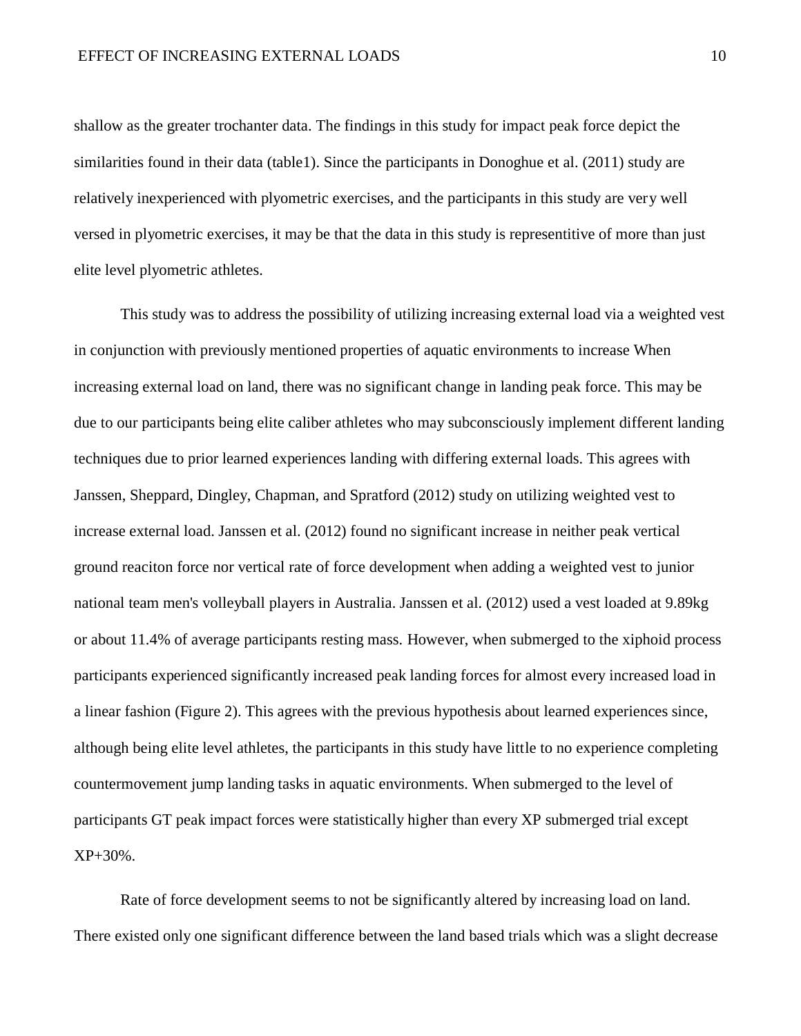shallow as the greater trochanter data. The findings in this study for impact peak force depict the similarities found in their data (table1). Since the participants in Donoghue et al. (2011) study are relatively inexperienced with plyometric exercises, and the participants in this study are very well versed in plyometric exercises, it may be that the data in this study is representitive of more than just elite level plyometric athletes.

This study was to address the possibility of utilizing increasing external load via a weighted vest in conjunction with previously mentioned properties of aquatic environments to increase When increasing external load on land, there was no significant change in landing peak force. This may be due to our participants being elite caliber athletes who may subconsciously implement different landing techniques due to prior learned experiences landing with differing external loads. This agrees with Janssen, Sheppard, Dingley, Chapman, and Spratford (2012) study on utilizing weighted vest to increase external load. Janssen et al. (2012) found no significant increase in neither peak vertical ground reaciton force nor vertical rate of force development when adding a weighted vest to junior national team men's volleyball players in Australia. Janssen et al. (2012) used a vest loaded at 9.89kg or about 11.4% of average participants resting mass. However, when submerged to the xiphoid process participants experienced significantly increased peak landing forces for almost every increased load in a linear fashion (Figure 2). This agrees with the previous hypothesis about learned experiences since, although being elite level athletes, the participants in this study have little to no experience completing countermovement jump landing tasks in aquatic environments. When submerged to the level of participants GT peak impact forces were statistically higher than every XP submerged trial except XP+30%.

Rate of force development seems to not be significantly altered by increasing load on land. There existed only one significant difference between the land based trials which was a slight decrease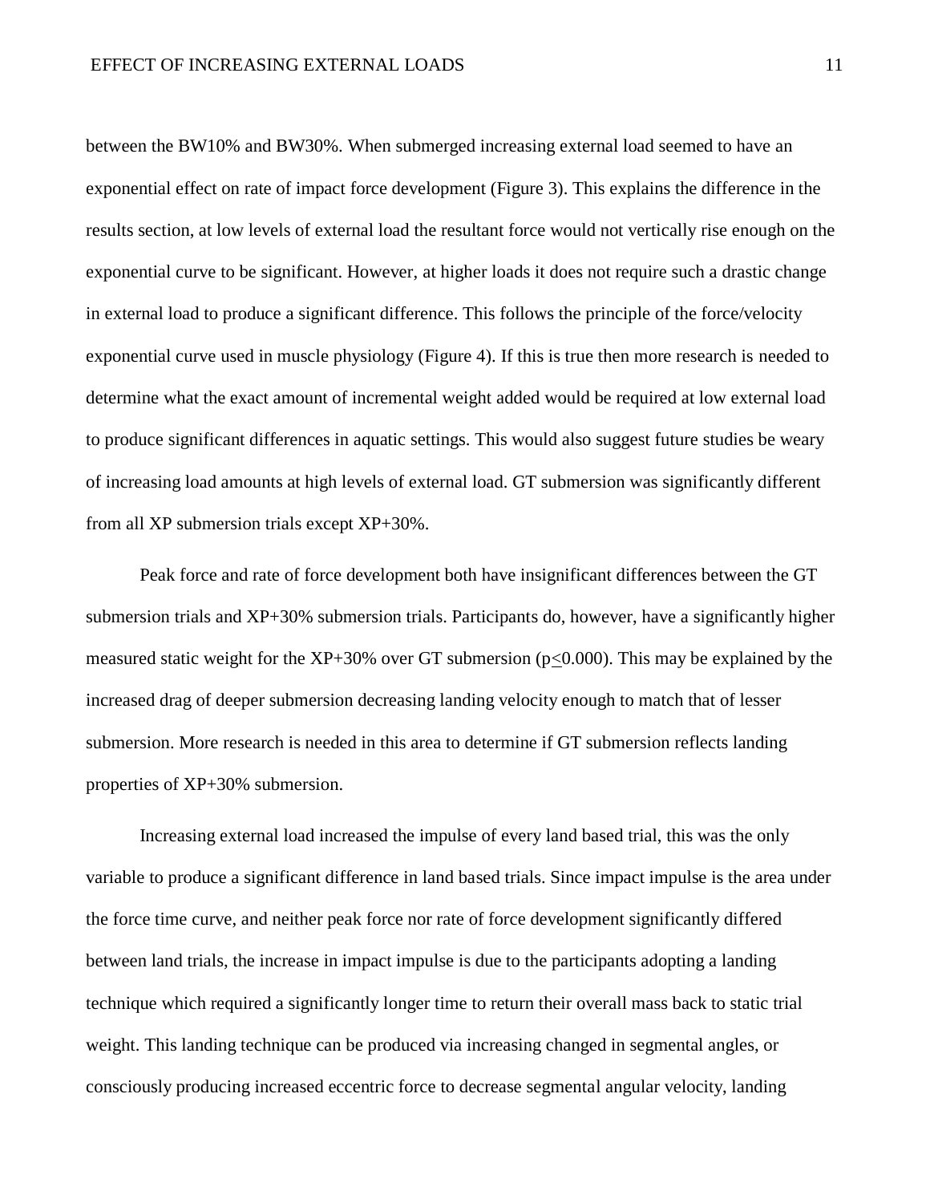between the BW10% and BW30%. When submerged increasing external load seemed to have an exponential effect on rate of impact force development (Figure 3). This explains the difference in the results section, at low levels of external load the resultant force would not vertically rise enough on the exponential curve to be significant. However, at higher loads it does not require such a drastic change in external load to produce a significant difference. This follows the principle of the force/velocity exponential curve used in muscle physiology (Figure 4). If this is true then more research is needed to determine what the exact amount of incremental weight added would be required at low external load to produce significant differences in aquatic settings. This would also suggest future studies be weary of increasing load amounts at high levels of external load. GT submersion was significantly different from all XP submersion trials except XP+30%.

Peak force and rate of force development both have insignificant differences between the GT submersion trials and XP+30% submersion trials. Participants do, however, have a significantly higher measured static weight for the XP+30% over GT submersion ($p \leq 0.000$). This may be explained by the increased drag of deeper submersion decreasing landing velocity enough to match that of lesser submersion. More research is needed in this area to determine if GT submersion reflects landing properties of XP+30% submersion.

Increasing external load increased the impulse of every land based trial, this was the only variable to produce a significant difference in land based trials. Since impact impulse is the area under the force time curve, and neither peak force nor rate of force development significantly differed between land trials, the increase in impact impulse is due to the participants adopting a landing technique which required a significantly longer time to return their overall mass back to static trial weight. This landing technique can be produced via increasing changed in segmental angles, or consciously producing increased eccentric force to decrease segmental angular velocity, landing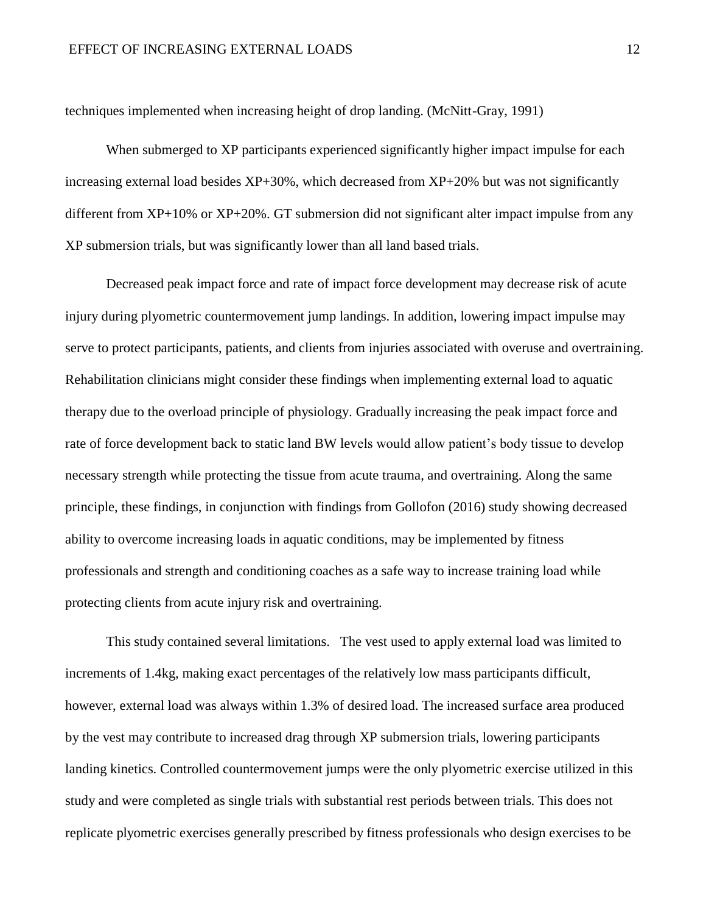techniques implemented when increasing height of drop landing. (McNitt-Gray, 1991)

When submerged to XP participants experienced significantly higher impact impulse for each increasing external load besides XP+30%, which decreased from XP+20% but was not significantly different from XP+10% or XP+20%. GT submersion did not significant alter impact impulse from any XP submersion trials, but was significantly lower than all land based trials.

Decreased peak impact force and rate of impact force development may decrease risk of acute injury during plyometric countermovement jump landings. In addition, lowering impact impulse may serve to protect participants, patients, and clients from injuries associated with overuse and overtraining. Rehabilitation clinicians might consider these findings when implementing external load to aquatic therapy due to the overload principle of physiology. Gradually increasing the peak impact force and rate of force development back to static land BW levels would allow patient's body tissue to develop necessary strength while protecting the tissue from acute trauma, and overtraining. Along the same principle, these findings, in conjunction with findings from Gollofon (2016) study showing decreased ability to overcome increasing loads in aquatic conditions, may be implemented by fitness professionals and strength and conditioning coaches as a safe way to increase training load while protecting clients from acute injury risk and overtraining.

This study contained several limitations. The vest used to apply external load was limited to increments of 1.4kg, making exact percentages of the relatively low mass participants difficult, however, external load was always within 1.3% of desired load. The increased surface area produced by the vest may contribute to increased drag through XP submersion trials, lowering participants landing kinetics. Controlled countermovement jumps were the only plyometric exercise utilized in this study and were completed as single trials with substantial rest periods between trials. This does not replicate plyometric exercises generally prescribed by fitness professionals who design exercises to be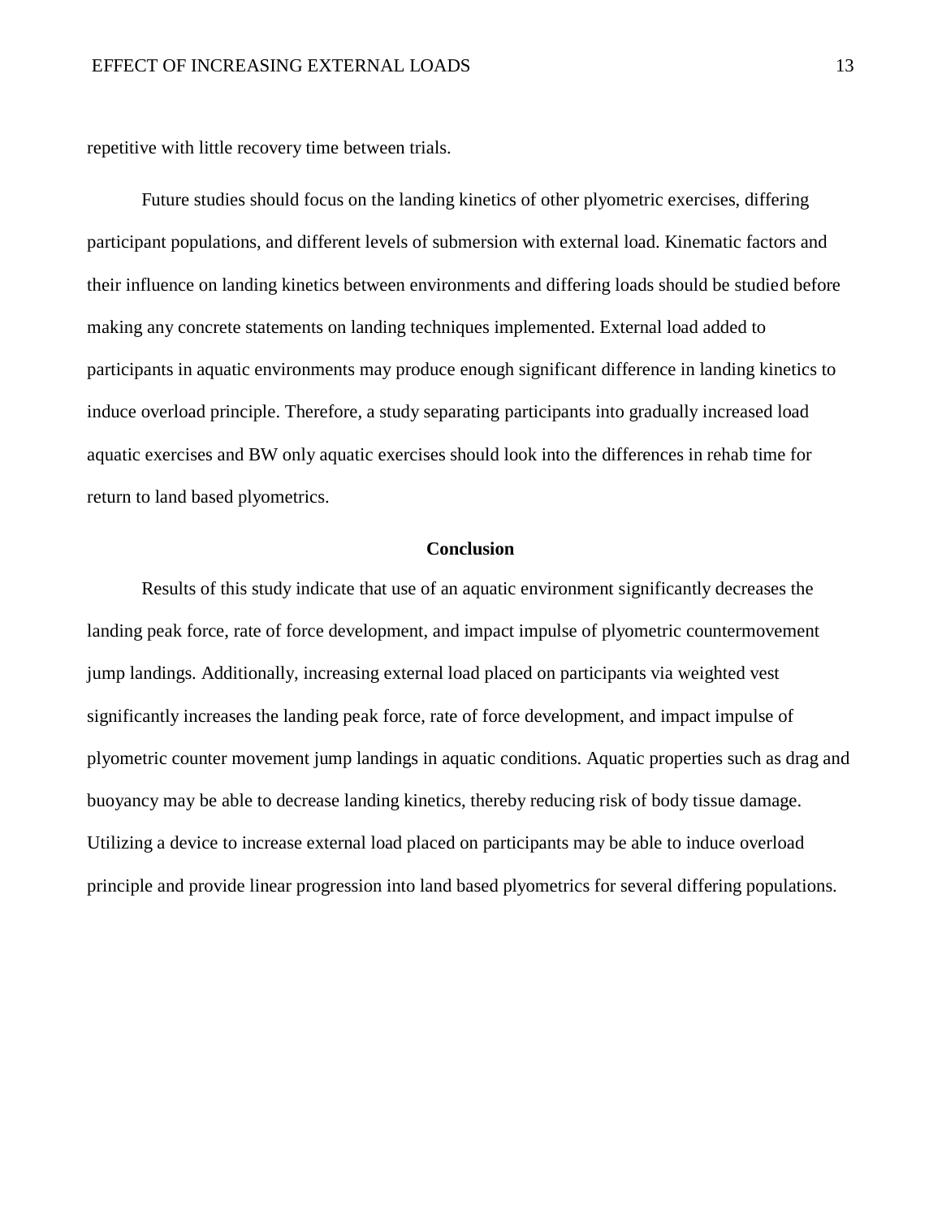repetitive with little recovery time between trials.

Future studies should focus on the landing kinetics of other plyometric exercises, differing participant populations, and different levels of submersion with external load. Kinematic factors and their influence on landing kinetics between environments and differing loads should be studied before making any concrete statements on landing techniques implemented. External load added to participants in aquatic environments may produce enough significant difference in landing kinetics to induce overload principle. Therefore, a study separating participants into gradually increased load aquatic exercises and BW only aquatic exercises should look into the differences in rehab time for return to land based plyometrics.

## Conclusion

Results of this study indicate that use of an aquatic environment significantly decreases the landing peak force, rate of force development, and impact impulse of plyometric countermovement jump landings. Additionally, increasing external load placed on participants via weighted vest significantly increases the landing peak force, rate of force development, and impact impulse of plyometric counter movement jump landings in aquatic conditions. Aquatic properties such as drag and buoyancy may be able to decrease landing kinetics, thereby reducing risk of body tissue damage. Utilizing a device to increase external load placed on participants may be able to induce overload principle and provide linear progression into land based plyometrics for several differing populations.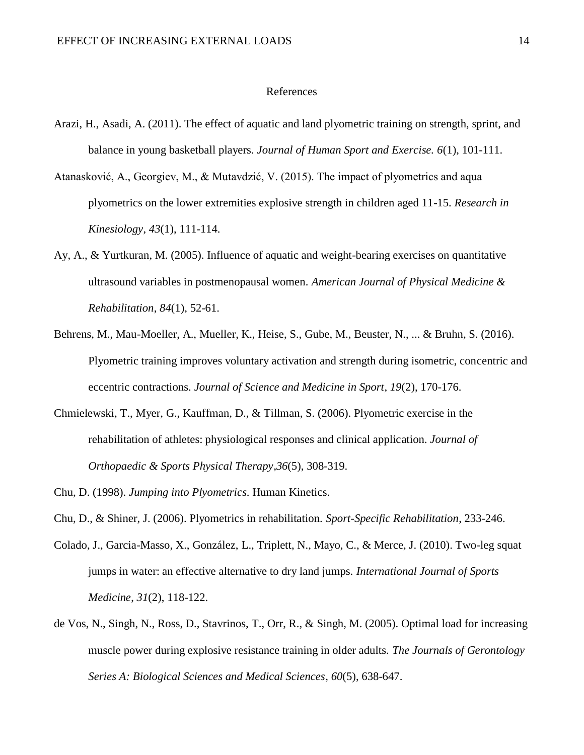# References

Arazi, H., Asadi, A. (2011). The effect of aquatic and land plyometric training on strength, sprint, and balance in young basketball players. *Journal of Human Sport and Exercise. 6*(1), 101-111.

Atanasković, A., Georgiev, M., & Mutavdzić, V. (2015). The impact of plyometrics and aqua plyometrics on the lower extremities explosive strength in children aged 11-15. *Research in Kinesiology*, *43*(1), 111-114.

Ay, A., & Yurtkuran, M. (2005). Influence of aquatic and weight-bearing exercises on quantitative ultrasound variables in postmenopausal women. *American Journal of Physical Medicine & Rehabilitation*, *84*(1), 52-61.

Behrens, M., Mau-Moeller, A., Mueller, K., Heise, S., Gube, M., Beuster, N., ... & Bruhn, S. (2016). Plyometric training improves voluntary activation and strength during isometric, concentric and eccentric contractions. *Journal of Science and Medicine in Sport*, *19*(2), 170-176.

Chmielewski, T., Myer, G., Kauffman, D., & Tillman, S. (2006). Plyometric exercise in the rehabilitation of athletes: physiological responses and clinical application. *Journal of Orthopaedic & Sports Physical Therapy*,*36*(5), 308-319.

Chu, D. (1998). *Jumping into Plyometrics*. Human Kinetics.

Chu, D., & Shiner, J. (2006). Plyometrics in rehabilitation. *Sport-Specific Rehabilitation*, 233-246.

Colado, J., Garcia-Masso, X., González, L., Triplett, N., Mayo, C., & Merce, J. (2010). Two-leg squat jumps in water: an effective alternative to dry land jumps. *International Journal of Sports Medicine*, *31*(2), 118-122.

de Vos, N., Singh, N., Ross, D., Stavrinos, T., Orr, R., & Singh, M. (2005). Optimal load for increasing muscle power during explosive resistance training in older adults. *The Journals of Gerontology Series A: Biological Sciences and Medical Sciences*, *60*(5), 638-647.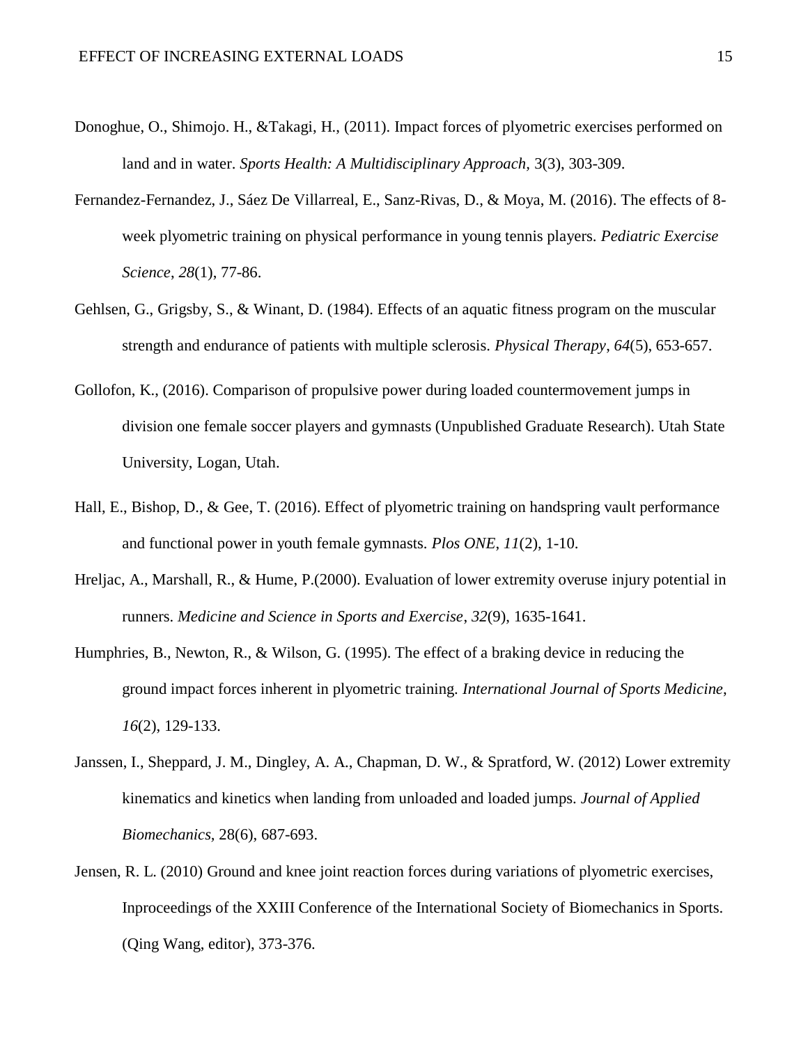Donoghue, O., Shimojo. H., &Takagi, H., (2011). Impact forces of plyometric exercises performed on land and in water. *Sports Health: A Multidisciplinary Approach*, 3(3), 303-309.

Fernandez-Fernandez, J., Sáez De Villarreal, E., Sanz-Rivas, D., & Moya, M. (2016). The effects of 8-week plyometric training on physical performance in young tennis players. *Pediatric Exercise Science*, *28*(1), 77-86.

Gehlsen, G., Grigsby, S., & Winant, D. (1984). Effects of an aquatic fitness program on the muscular strength and endurance of patients with multiple sclerosis. *Physical Therapy*, *64*(5), 653-657.

Gollofon, K., (2016). Comparison of propulsive power during loaded countermovement jumps in division one female soccer players and gymnasts (Unpublished Graduate Research). Utah State University, Logan, Utah.

Hall, E., Bishop, D., & Gee, T. (2016). Effect of plyometric training on handspring vault performance and functional power in youth female gymnasts. *Plos ONE*, *11*(2), 1-10.

Hreljac, A., Marshall, R., & Hume, P.(2000). Evaluation of lower extremity overuse injury potential in runners. *Medicine and Science in Sports and Exercise*, *32*(9), 1635-1641.

Humphries, B., Newton, R., & Wilson, G. (1995). The effect of a braking device in reducing the ground impact forces inherent in plyometric training. *International Journal of Sports Medicine*, *16*(2), 129-133.

Janssen, I., Sheppard, J. M., Dingley, A. A., Chapman, D. W., & Spratford, W. (2012) Lower extremity kinematics and kinetics when landing from unloaded and loaded jumps. *Journal of Applied Biomechanics*, 28(6), 687-693.

Jensen, R. L. (2010) Ground and knee joint reaction forces during variations of plyometric exercises, Inproceedings of the XXIII Conference of the International Society of Biomechanics in Sports. (Qing Wang, editor), 373-376.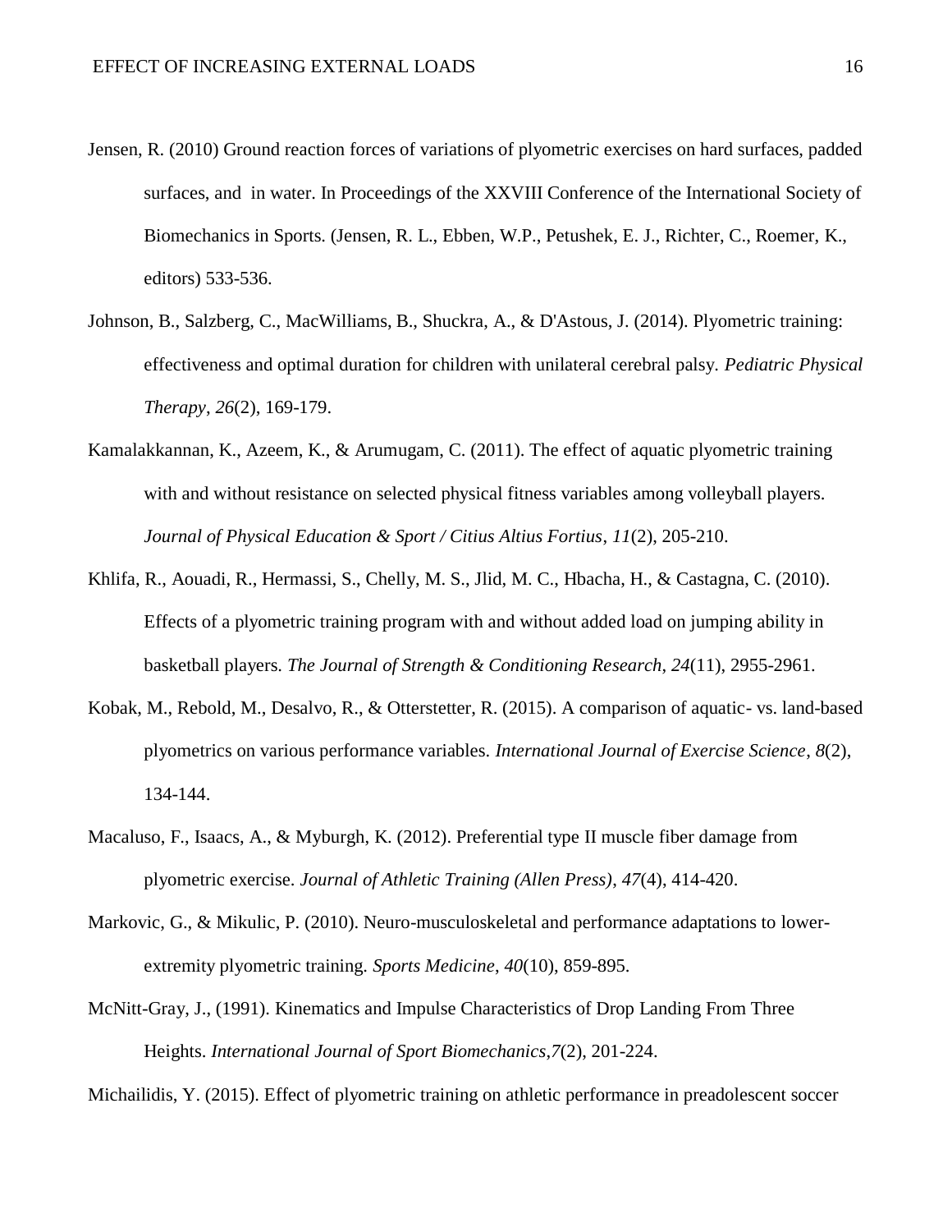Jensen, R. (2010) Ground reaction forces of variations of plyometric exercises on hard surfaces, padded surfaces, and in water. In Proceedings of the XXVIII Conference of the International Society of Biomechanics in Sports. (Jensen, R. L., Ebben, W.P., Petushek, E. J., Richter, C., Roemer, K., editors) 533-536.

Johnson, B., Salzberg, C., MacWilliams, B., Shuckra, A., & D'Astous, J. (2014). Plyometric training: effectiveness and optimal duration for children with unilateral cerebral palsy. *Pediatric Physical Therapy*, *26*(2), 169-179.

Kamalakkannan, K., Azeem, K., & Arumugam, C. (2011). The effect of aquatic plyometric training with and without resistance on selected physical fitness variables among volleyball players. *Journal of Physical Education & Sport / Citius Altius Fortius*, *11*(2), 205-210.

Khlifa, R., Aouadi, R., Hermassi, S., Chelly, M. S., Jlid, M. C., Hbacha, H., & Castagna, C. (2010). Effects of a plyometric training program with and without added load on jumping ability in basketball players. *The Journal of Strength & Conditioning Research*, *24*(11), 2955-2961.

Kobak, M., Rebold, M., Desalvo, R., & Otterstetter, R. (2015). A comparison of aquatic- vs. land-based plyometrics on various performance variables. *International Journal of Exercise Science*, *8*(2), 134-144.

Macaluso, F., Isaacs, A., & Myburgh, K. (2012). Preferential type II muscle fiber damage from plyometric exercise. *Journal of Athletic Training (Allen Press)*, *47*(4), 414-420.

Markovic, G., & Mikulic, P. (2010). Neuro-musculoskeletal and performance adaptations to lower-extremity plyometric training. *Sports Medicine*, *40*(10), 859-895.

McNitt-Gray, J., (1991). Kinematics and Impulse Characteristics of Drop Landing From Three Heights. *International Journal of Sport Biomechanics*,*7*(2), 201-224.

Michailidis, Y. (2015). Effect of plyometric training on athletic performance in preadolescent soccer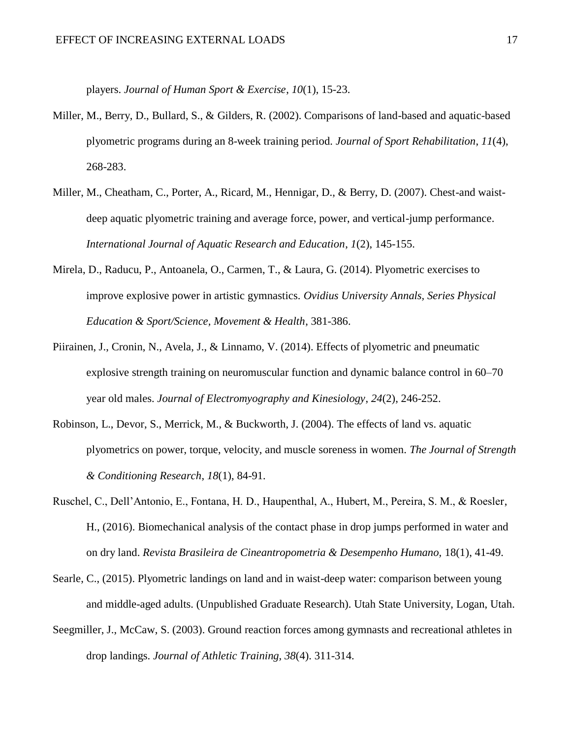players. *Journal of Human Sport & Exercise*, *10*(1), 15-23.

Miller, M., Berry, D., Bullard, S., & Gilders, R. (2002). Comparisons of land-based and aquatic-based plyometric programs during an 8-week training period. *Journal of Sport Rehabilitation*, *11*(4), 268-283.

Miller, M., Cheatham, C., Porter, A., Ricard, M., Hennigar, D., & Berry, D. (2007). Chest-and waist-deep aquatic plyometric training and average force, power, and vertical-jump performance. *International Journal of Aquatic Research and Education*, *1*(2), 145-155.

Mirela, D., Raducu, P., Antoanela, O., Carmen, T., & Laura, G. (2014). Plyometric exercises to improve explosive power in artistic gymnastics. *Ovidius University Annals, Series Physical Education & Sport/Science, Movement & Health*, 381-386.

Piirainen, J., Cronin, N., Avela, J., & Linnamo, V. (2014). Effects of plyometric and pneumatic explosive strength training on neuromuscular function and dynamic balance control in 60–70 year old males. *Journal of Electromyography and Kinesiology*, *24*(2), 246-252.

Robinson, L., Devor, S., Merrick, M., & Buckworth, J. (2004). The effects of land vs. aquatic plyometrics on power, torque, velocity, and muscle soreness in women. *The Journal of Strength & Conditioning Research*, *18*(1), 84-91.

Ruschel, C., Dell'Antonio, E., Fontana, H. D., Haupenthal, A., Hubert, M., Pereira, S. M., & Roesler, H., (2016). Biomechanical analysis of the contact phase in drop jumps performed in water and on dry land. *Revista Brasileira de Cineantropometria & Desempenho Humano,* 18(1), 41-49.

Searle, C., (2015). Plyometric landings on land and in waist-deep water: comparison between young and middle-aged adults. (Unpublished Graduate Research). Utah State University, Logan, Utah.

Seegmiller, J., McCaw, S. (2003). Ground reaction forces among gymnasts and recreational athletes in drop landings. *Journal of Athletic Training, 38*(4). 311-314.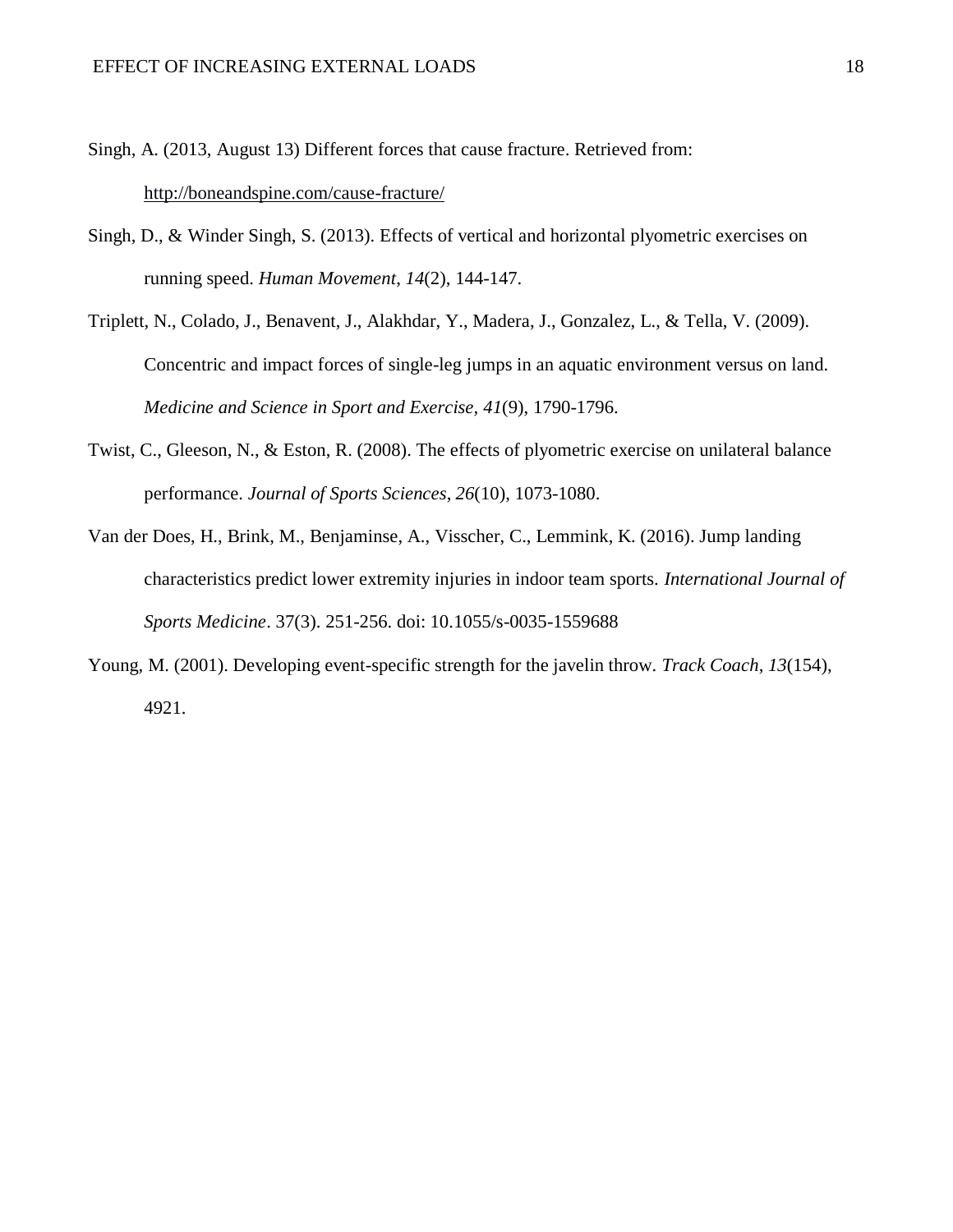Singh, A. (2013, August 13) Different forces that cause fracture. Retrieved from: http://boneandspine.com/cause-fracture/

Singh, D., & Winder Singh, S. (2013). Effects of vertical and horizontal plyometric exercises on running speed. *Human Movement*, *14*(2), 144-147.

Triplett, N., Colado, J., Benavent, J., Alakhdar, Y., Madera, J., Gonzalez, L., & Tella, V. (2009). Concentric and impact forces of single-leg jumps in an aquatic environment versus on land. *Medicine and Science in Sport and Exercise*, *41*(9), 1790-1796.

Twist, C., Gleeson, N., & Eston, R. (2008). The effects of plyometric exercise on unilateral balance performance. *Journal of Sports Sciences*, *26*(10), 1073-1080.

Van der Does, H., Brink, M., Benjaminse, A., Visscher, C., Lemmink, K. (2016). Jump landing characteristics predict lower extremity injuries in indoor team sports. *International Journal of Sports Medicine*. 37(3). 251-256. doi: 10.1055/s-0035-1559688

Young, M. (2001). Developing event-specific strength for the javelin throw. *Track Coach*, *13*(154), 4921.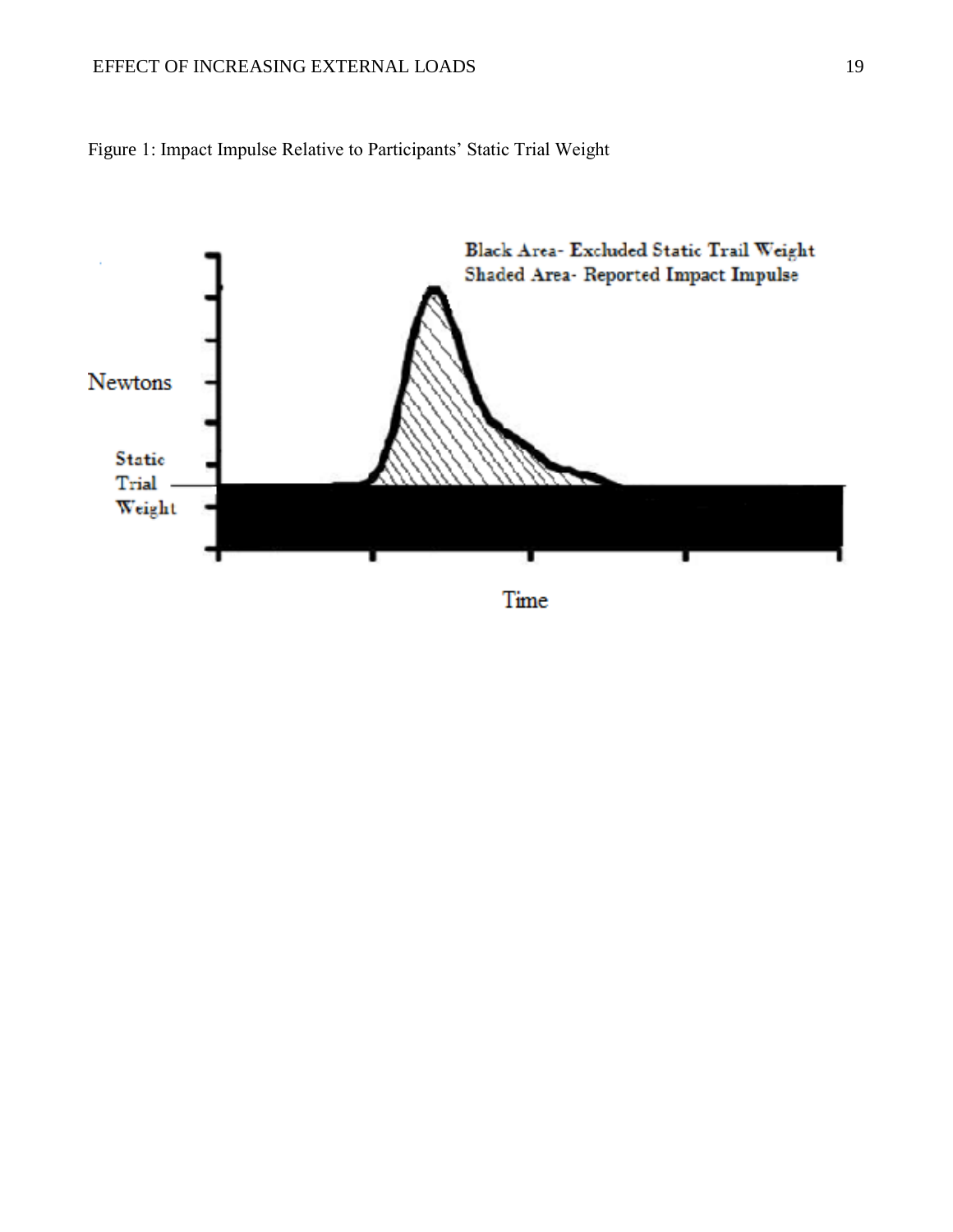Figure 1: Impact Impulse Relative to Participants' Static Trial Weight

Black Area- Excluded Static Trail Weight
Shaded Area- Reported Impact Impulse

Newtons

Static Trial Weight

Time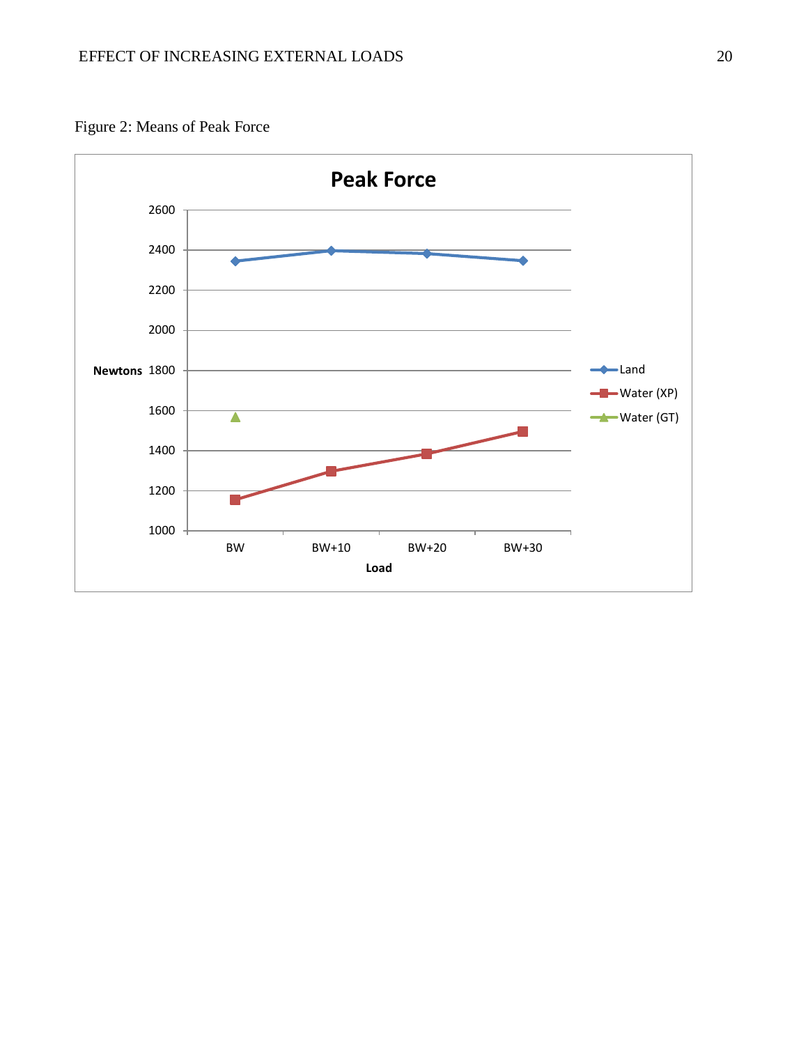Figure 2: Means of Peak Force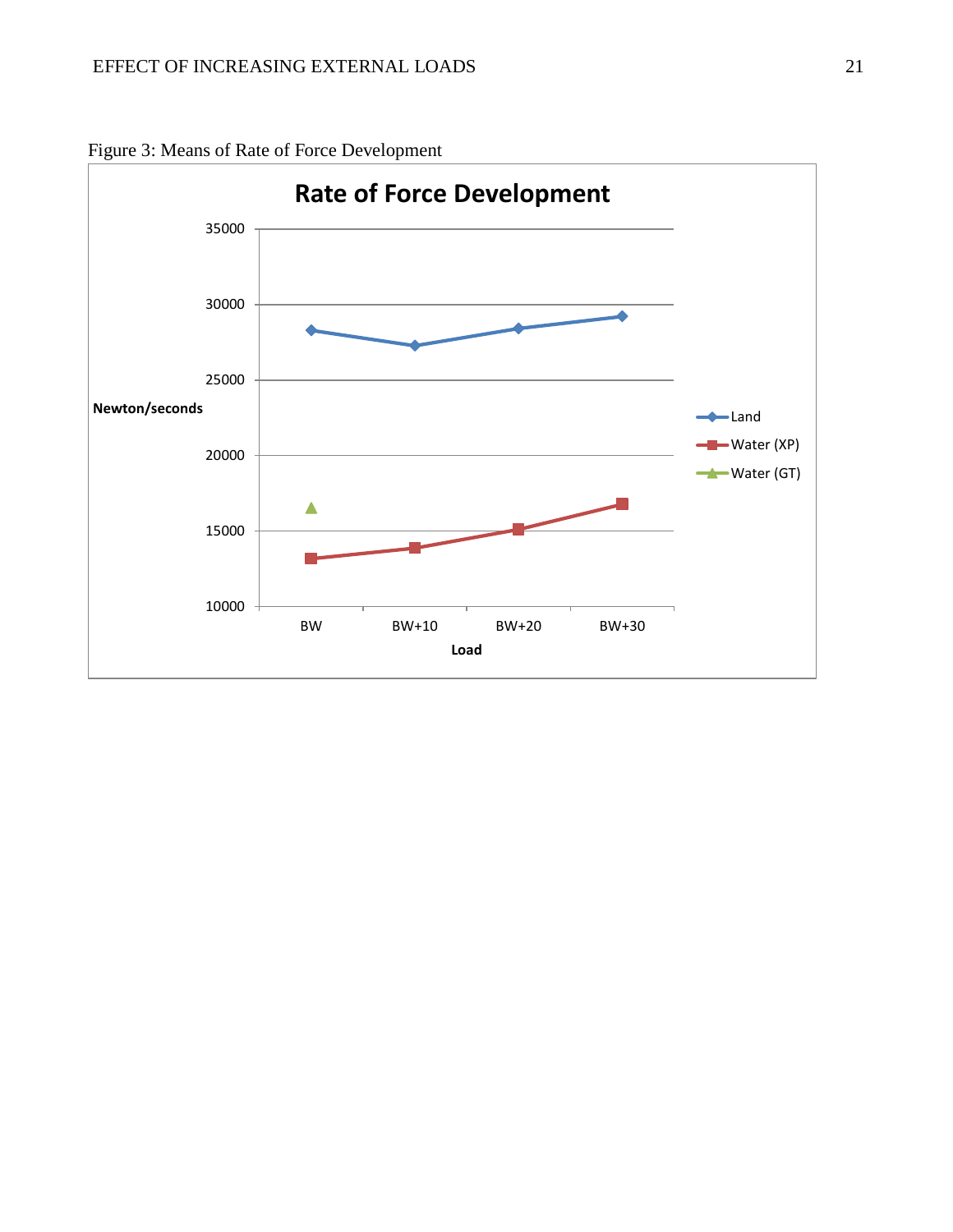Figure 3: Means of Rate of Force Development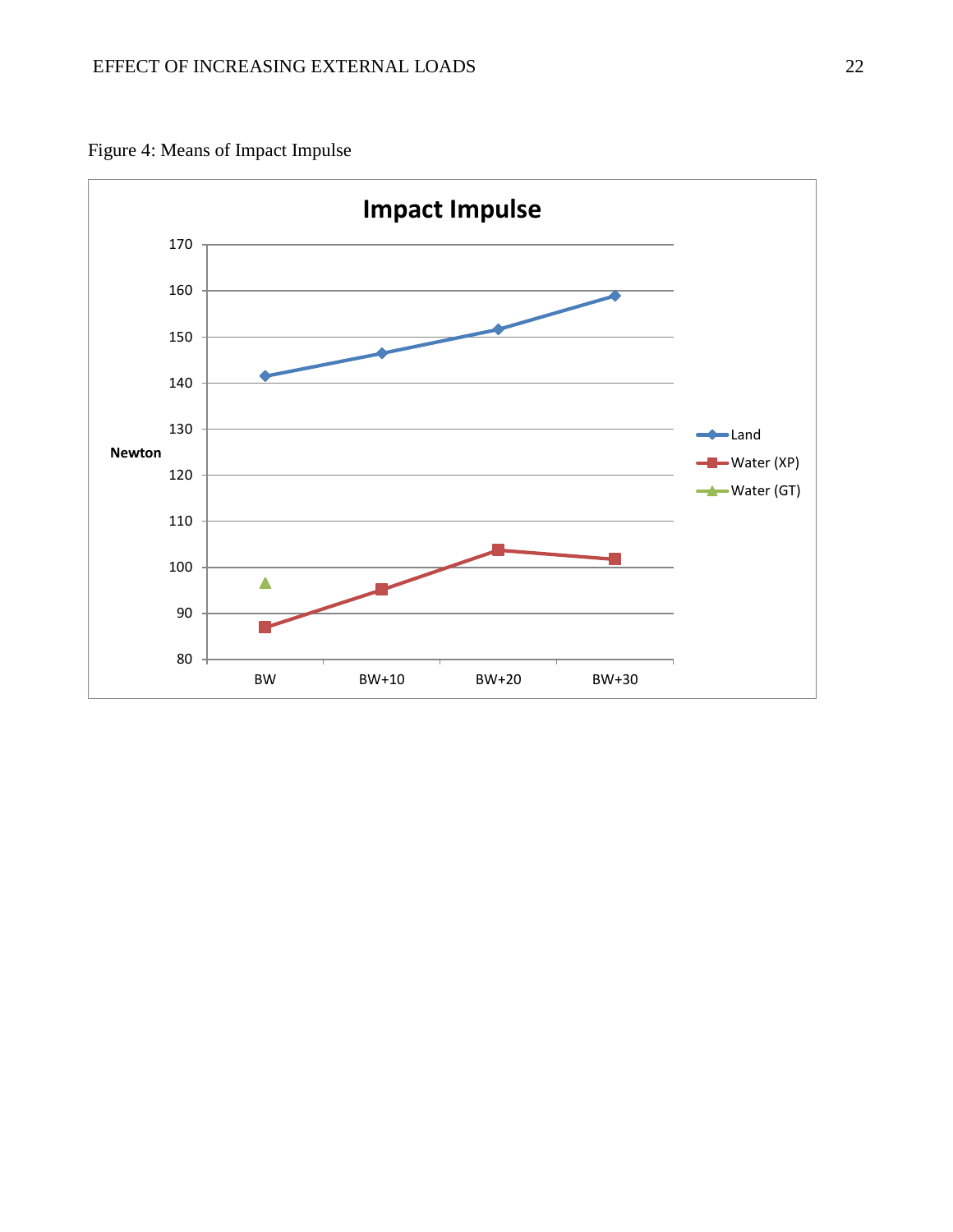Figure 4: Means of Impact Impulse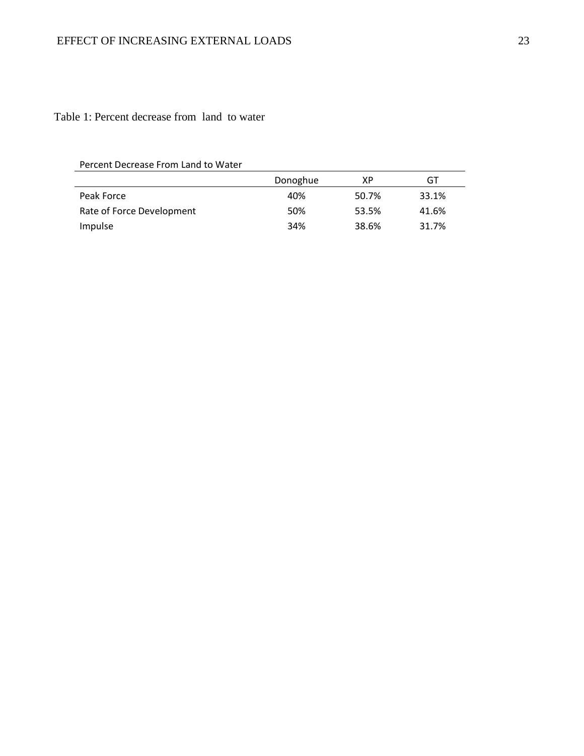Table 1: Percent decrease from land to water

Percent Decrease From Land to Water

| | Donoghue | XP | GT |
|---|---|---|---|
| Peak Force | 40% | 50.7% | 33.1% |
| Rate of Force Development | 50% | 53.5% | 41.6% |
| Impulse | 34% | 38.6% | 31.7% |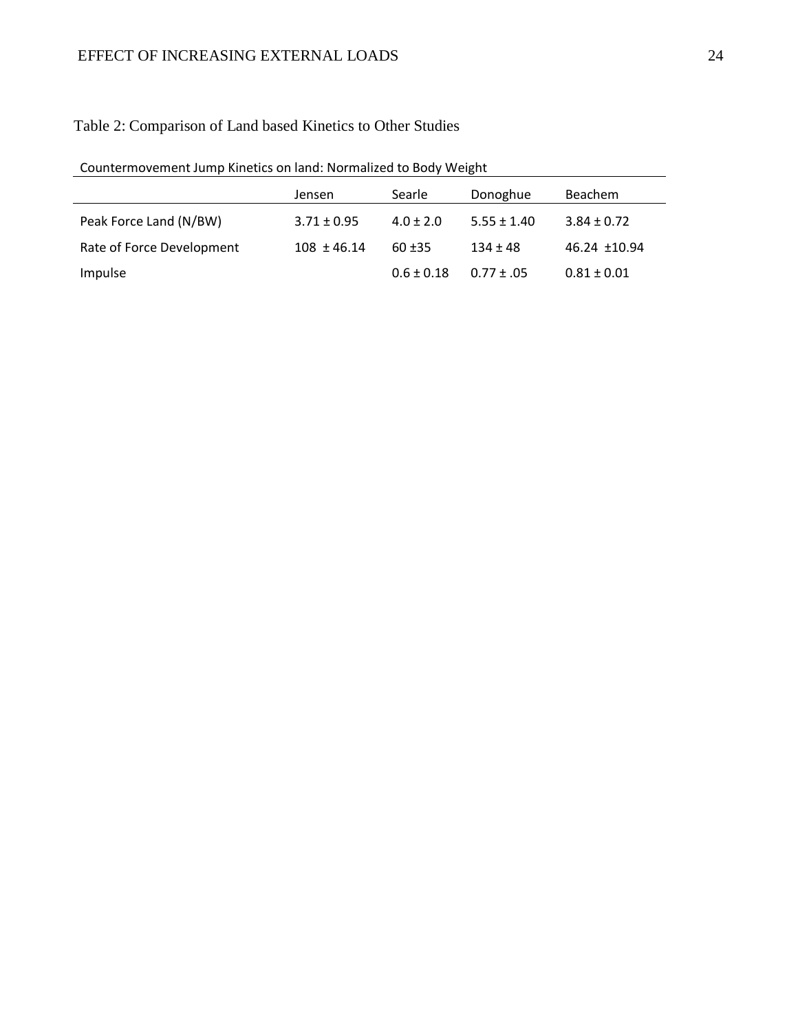Table 2: Comparison of Land based Kinetics to Other Studies

Countermovement Jump Kinetics on land: Normalized to Body Weight

| | Jensen | Searle | Donoghue | Beachem |
|---|---|---|---|---|
| Peak Force Land (N/BW) | 3.71 ± 0.95 | 4.0 ± 2.0 | 5.55 ± 1.40 | 3.84 ± 0.72 |
| Rate of Force Development | 108 ± 46.14 | 60 ±35 | 134 ± 48 | 46.24 ±10.94 |
| Impulse | | 0.6 ± 0.18 | 0.77 ± .05 | 0.81 ± 0.01 |